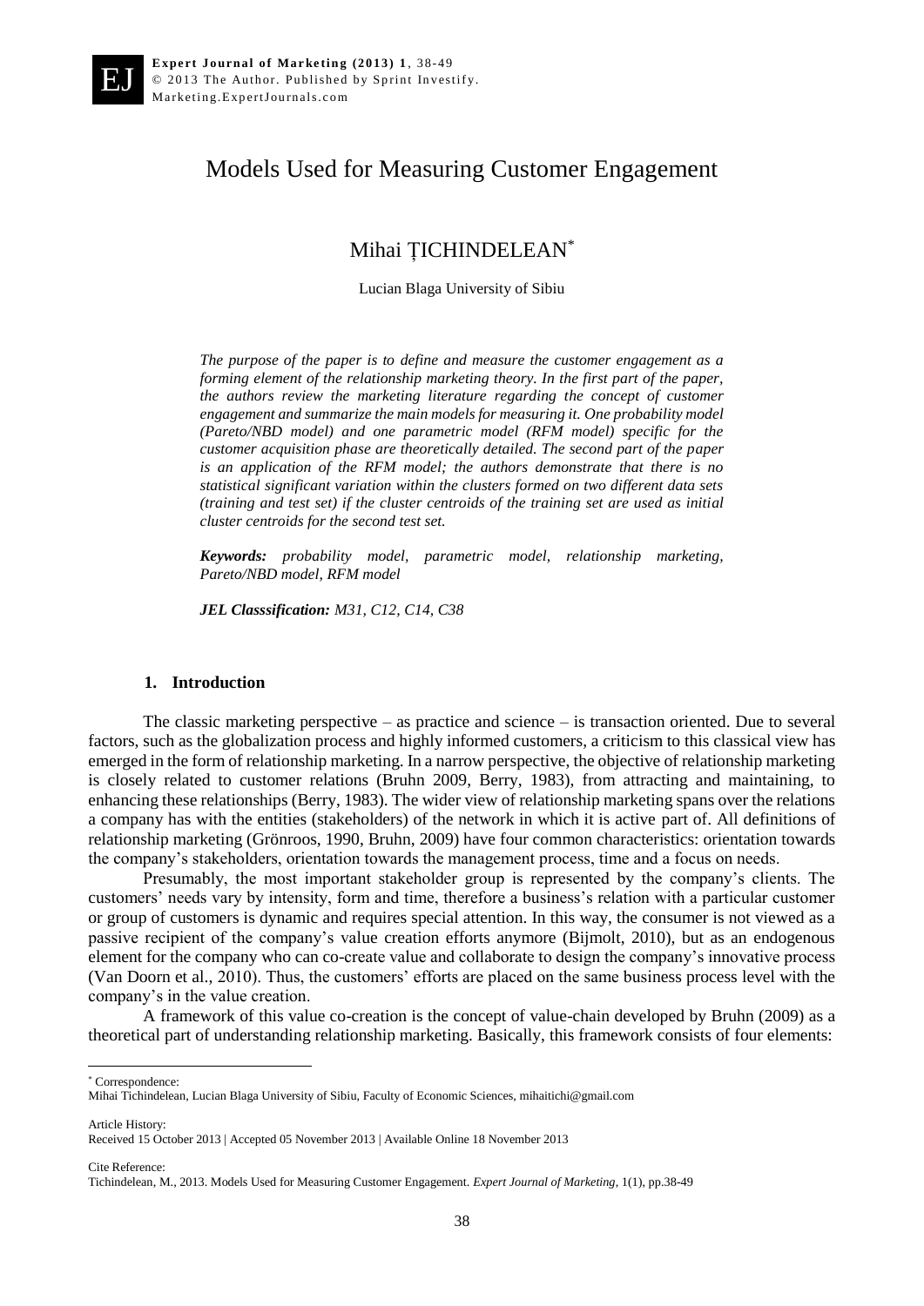# Models Used for Measuring Customer Engagement

## Mihai ȚICHINDELEAN[*]

Lucian Blaga University of Sibiu

*The purpose of the paper is to define and measure the customer engagement as a forming element of the relationship marketing theory. In the first part of the paper, the authors review the marketing literature regarding the concept of customer engagement and summarize the main models for measuring it. One probability model (Pareto/NBD model) and one parametric model (RFM model) specific for the customer acquisition phase are theoretically detailed. The second part of the paper is an application of the RFM model; the authors demonstrate that there is no statistical significant variation within the clusters formed on two different data sets (training and test set) if the cluster centroids of the training set are used as initial cluster centroids for the second test set.*

***Keywords:*** *probability model, parametric model, relationship marketing, Pareto/NBD model, RFM model*

***JEL Classsification:*** *M31, C12, C14, C38*

### 1. Introduction

The classic marketing perspective – as practice and science – is transaction oriented. Due to several factors, such as the globalization process and highly informed customers, a criticism to this classical view has emerged in the form of relationship marketing. In a narrow perspective, the objective of relationship marketing is closely related to customer relations (Bruhn 2009, Berry, 1983), from attracting and maintaining, to enhancing these relationships (Berry, 1983). The wider view of relationship marketing spans over the relations a company has with the entities (stakeholders) of the network in which it is active part of. All definitions of relationship marketing (Grönroos, 1990, Bruhn, 2009) have four common characteristics: orientation towards the company's stakeholders, orientation towards the management process, time and a focus on needs.

Presumably, the most important stakeholder group is represented by the company's clients. The customers' needs vary by intensity, form and time, therefore a business's relation with a particular customer or group of customers is dynamic and requires special attention. In this way, the consumer is not viewed as a passive recipient of the company's value creation efforts anymore (Bijmolt, 2010), but as an endogenous element for the company who can co-create value and collaborate to design the company's innovative process (Van Doorn et al., 2010). Thus, the customers' efforts are placed on the same business process level with the company's in the value creation.

A framework of this value co-creation is the concept of value-chain developed by Bruhn (2009) as a theoretical part of understanding relationship marketing. Basically, this framework consists of four elements:

---

[*] Correspondence:
Mihai Tichindelean, Lucian Blaga University of Sibiu, Faculty of Economic Sciences, mihaitichi@gmail.com

Article History:
Received 15 October 2013 | Accepted 05 November 2013 | Available Online 18 November 2013

Cite Reference:
Tichindelean, M., 2013. Models Used for Measuring Customer Engagement. *Expert Journal of Marketing*, 1(1), pp.38-49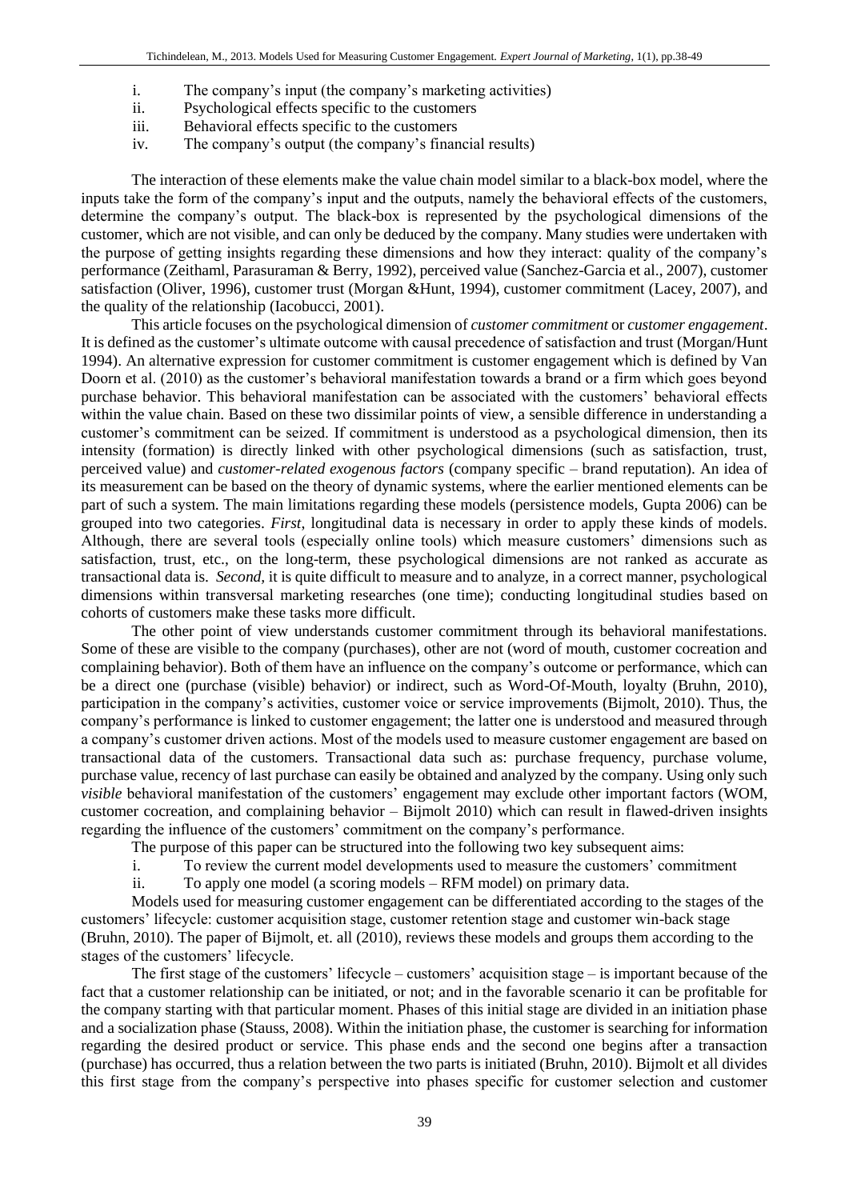i. The company's input (the company's marketing activities)
ii. Psychological effects specific to the customers
iii. Behavioral effects specific to the customers
iv. The company's output (the company's financial results)

The interaction of these elements make the value chain model similar to a black-box model, where the inputs take the form of the company's input and the outputs, namely the behavioral effects of the customers, determine the company's output. The black-box is represented by the psychological dimensions of the customer, which are not visible, and can only be deduced by the company. Many studies were undertaken with the purpose of getting insights regarding these dimensions and how they interact: quality of the company's performance (Zeithaml, Parasuraman & Berry, 1992), perceived value (Sanchez-Garcia et al., 2007), customer satisfaction (Oliver, 1996), customer trust (Morgan &Hunt, 1994), customer commitment (Lacey, 2007), and the quality of the relationship (Iacobucci, 2001).

This article focuses on the psychological dimension of *customer commitment* or *customer engagement*. It is defined as the customer's ultimate outcome with causal precedence of satisfaction and trust (Morgan/Hunt 1994). An alternative expression for customer commitment is customer engagement which is defined by Van Doorn et al. (2010) as the customer's behavioral manifestation towards a brand or a firm which goes beyond purchase behavior. This behavioral manifestation can be associated with the customers' behavioral effects within the value chain. Based on these two dissimilar points of view, a sensible difference in understanding a customer's commitment can be seized. If commitment is understood as a psychological dimension, then its intensity (formation) is directly linked with other psychological dimensions (such as satisfaction, trust, perceived value) and *customer-related exogenous factors* (company specific – brand reputation). An idea of its measurement can be based on the theory of dynamic systems, where the earlier mentioned elements can be part of such a system. The main limitations regarding these models (persistence models, Gupta 2006) can be grouped into two categories. *First*, longitudinal data is necessary in order to apply these kinds of models. Although, there are several tools (especially online tools) which measure customers' dimensions such as satisfaction, trust, etc., on the long-term, these psychological dimensions are not ranked as accurate as transactional data is. *Second,* it is quite difficult to measure and to analyze, in a correct manner, psychological dimensions within transversal marketing researches (one time); conducting longitudinal studies based on cohorts of customers make these tasks more difficult.

The other point of view understands customer commitment through its behavioral manifestations. Some of these are visible to the company (purchases), other are not (word of mouth, customer cocreation and complaining behavior). Both of them have an influence on the company's outcome or performance, which can be a direct one (purchase (visible) behavior) or indirect, such as Word-Of-Mouth, loyalty (Bruhn, 2010), participation in the company's activities, customer voice or service improvements (Bijmolt, 2010). Thus, the company's performance is linked to customer engagement; the latter one is understood and measured through a company's customer driven actions. Most of the models used to measure customer engagement are based on transactional data of the customers. Transactional data such as: purchase frequency, purchase volume, purchase value, recency of last purchase can easily be obtained and analyzed by the company. Using only such *visible* behavioral manifestation of the customers' engagement may exclude other important factors (WOM, customer cocreation, and complaining behavior – Bijmolt 2010) which can result in flawed-driven insights regarding the influence of the customers' commitment on the company's performance.

The purpose of this paper can be structured into the following two key subsequent aims:

i. To review the current model developments used to measure the customers' commitment
ii. To apply one model (a scoring models – RFM model) on primary data.

Models used for measuring customer engagement can be differentiated according to the stages of the customers' lifecycle: customer acquisition stage, customer retention stage and customer win-back stage (Bruhn, 2010). The paper of Bijmolt, et. all (2010), reviews these models and groups them according to the stages of the customers' lifecycle.

The first stage of the customers' lifecycle – customers' acquisition stage – is important because of the fact that a customer relationship can be initiated, or not; and in the favorable scenario it can be profitable for the company starting with that particular moment. Phases of this initial stage are divided in an initiation phase and a socialization phase (Stauss, 2008). Within the initiation phase, the customer is searching for information regarding the desired product or service. This phase ends and the second one begins after a transaction (purchase) has occurred, thus a relation between the two parts is initiated (Bruhn, 2010). Bijmolt et all divides this first stage from the company's perspective into phases specific for customer selection and customer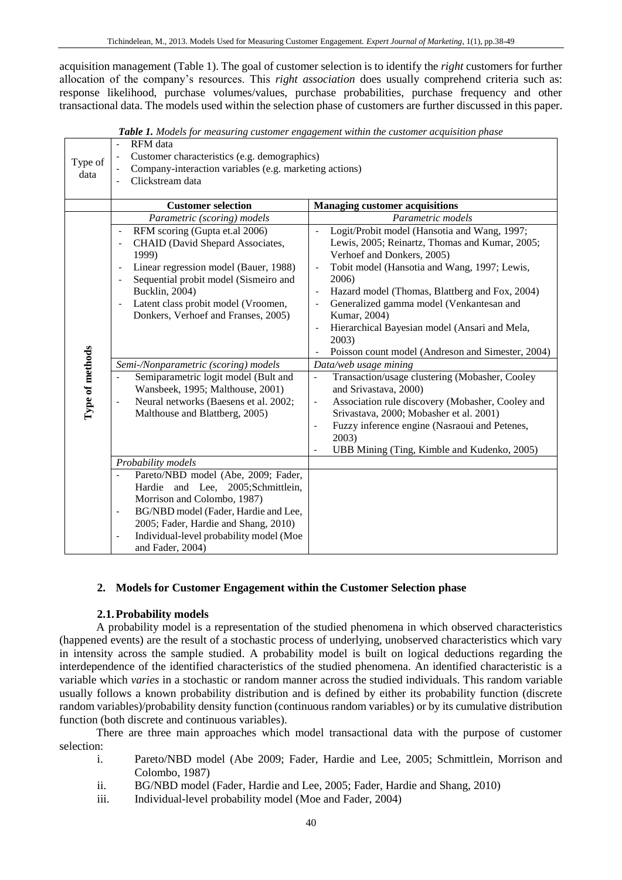acquisition management (Table 1). The goal of customer selection is to identify the *right* customers for further allocation of the company's resources. This *right association* does usually comprehend criteria such as: response likelihood, purchase volumes/values, purchase probabilities, purchase frequency and other transactional data. The models used within the selection phase of customers are further discussed in this paper.

***Table 1.*** *Models for measuring customer engagement within the customer acquisition phase*

| | | |
|---|---|---|
| Type of data | - RFM data<br>- Customer characteristics (e.g. demographics)<br>- Company-interaction variables (e.g. marketing actions)<br>- Clickstream data | |
| | **Customer selection** | **Managing customer acquisitions** |
| **Type of methods** | *Parametric (scoring) models*<br>- RFM scoring (Gupta et.al 2006)<br>- CHAID (David Shepard Associates, 1999)<br>- Linear regression model (Bauer, 1988)<br>- Sequential probit model (Sismeiro and Bucklin, 2004)<br>- Latent class probit model (Vroomen, Donkers, Verhoef and Franses, 2005) | *Parametric models*<br>- Logit/Probit model (Hansotia and Wang, 1997; Lewis, 2005; Reinartz, Thomas and Kumar, 2005; Verhoef and Donkers, 2005)<br>- Tobit model (Hansotia and Wang, 1997; Lewis, 2006)<br>- Hazard model (Thomas, Blattberg and Fox, 2004)<br>- Generalized gamma model (Venkantesan and Kumar, 2004)<br>- Hierarchical Bayesian model (Ansari and Mela, 2003)<br>- Poisson count model (Andreson and Simester, 2004) |
| | *Semi-/Nonparametric (scoring) models*<br>- Semiparametric logit model (Bult and Wansbeek, 1995; Malthouse, 2001)<br>- Neural networks (Baesens et al. 2002; Malthouse and Blattberg, 2005) | *Data/web usage mining*<br>- Transaction/usage clustering (Mobasher, Cooley and Srivastava, 2000)<br>- Association rule discovery (Mobasher, Cooley and Srivastava, 2000; Mobasher et al. 2001)<br>- Fuzzy inference engine (Nasraoui and Petenes, 2003)<br>- UBB Mining (Ting, Kimble and Kudenko, 2005) |
| | *Probability models*<br>- Pareto/NBD model (Abe, 2009; Fader, Hardie and Lee, 2005;Schmittlein, Morrison and Colombo, 1987)<br>- BG/NBD model (Fader, Hardie and Lee, 2005; Fader, Hardie and Shang, 2010)<br>- Individual-level probability model (Moe and Fader, 2004) | |

## 2. Models for Customer Engagement within the Customer Selection phase

### 2.1. Probability models

A probability model is a representation of the studied phenomena in which observed characteristics (happened events) are the result of a stochastic process of underlying, unobserved characteristics which vary in intensity across the sample studied. A probability model is built on logical deductions regarding the interdependence of the identified characteristics of the studied phenomena. An identified characteristic is a variable which *varies* in a stochastic or random manner across the studied individuals. This random variable usually follows a known probability distribution and is defined by either its probability function (discrete random variables)/probability density function (continuous random variables) or by its cumulative distribution function (both discrete and continuous variables).

There are three main approaches which model transactional data with the purpose of customer selection:

i. Pareto/NBD model (Abe 2009; Fader, Hardie and Lee, 2005; Schmittlein, Morrison and Colombo, 1987)
ii. BG/NBD model (Fader, Hardie and Lee, 2005; Fader, Hardie and Shang, 2010)
iii. Individual-level probability model (Moe and Fader, 2004)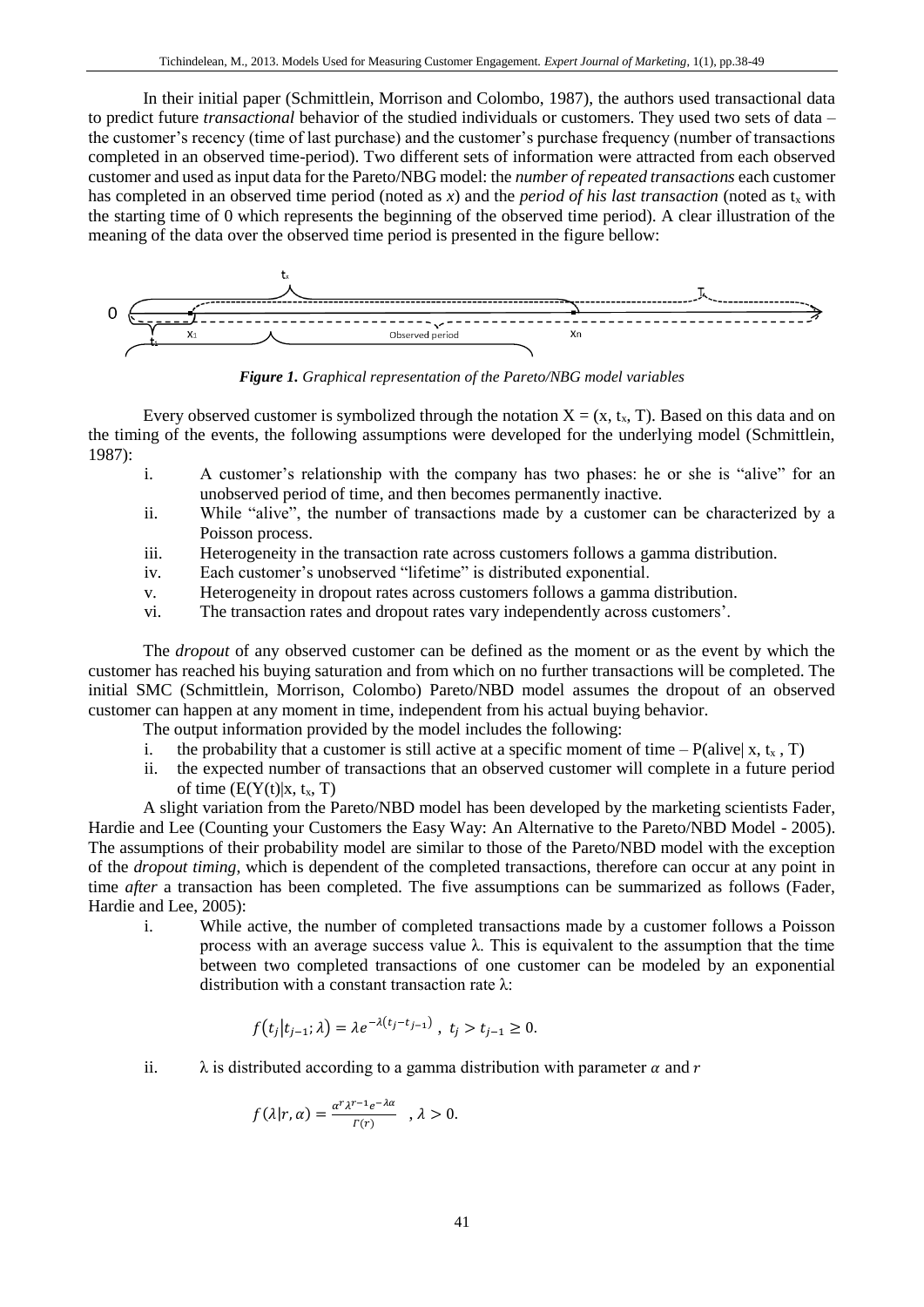In their initial paper (Schmittlein, Morrison and Colombo, 1987), the authors used transactional data to predict future *transactional* behavior of the studied individuals or customers. They used two sets of data – the customer's recency (time of last purchase) and the customer's purchase frequency (number of transactions completed in an observed time-period). Two different sets of information were attracted from each observed customer and used as input data for the Pareto/NBG model: the *number of repeated transactions* each customer has completed in an observed time period (noted as *x*) and the *period of his last transaction* (noted as $t_x$ with the starting time of 0 which represents the beginning of the observed time period). A clear illustration of the meaning of the data over the observed time period is presented in the figure bellow:

*Figure 1. Graphical representation of the Pareto/NBG model variables*

Every observed customer is symbolized through the notation $X = (x, t_x, T)$. Based on this data and on the timing of the events, the following assumptions were developed for the underlying model (Schmittlein, 1987):

i. A customer's relationship with the company has two phases: he or she is "alive" for an unobserved period of time, and then becomes permanently inactive.
ii. While "alive", the number of transactions made by a customer can be characterized by a Poisson process.
iii. Heterogeneity in the transaction rate across customers follows a gamma distribution.
iv. Each customer's unobserved "lifetime" is distributed exponential.
v. Heterogeneity in dropout rates across customers follows a gamma distribution.
vi. The transaction rates and dropout rates vary independently across customers'.

The *dropout* of any observed customer can be defined as the moment or as the event by which the customer has reached his buying saturation and from which on no further transactions will be completed. The initial SMC (Schmittlein, Morrison, Colombo) Pareto/NBD model assumes the dropout of an observed customer can happen at any moment in time, independent from his actual buying behavior.

The output information provided by the model includes the following:

i. the probability that a customer is still active at a specific moment of time – $P(\text{alive}|\ x, t_x, T)$
ii. the expected number of transactions that an observed customer will complete in a future period of time $(E(Y(t)|x, t_x, T)$

A slight variation from the Pareto/NBD model has been developed by the marketing scientists Fader, Hardie and Lee (Counting your Customers the Easy Way: An Alternative to the Pareto/NBD Model - 2005). The assumptions of their probability model are similar to those of the Pareto/NBD model with the exception of the *dropout timing*, which is dependent of the completed transactions, therefore can occur at any point in time *after* a transaction has been completed. The five assumptions can be summarized as follows (Fader, Hardie and Lee, 2005):

i. While active, the number of completed transactions made by a customer follows a Poisson process with an average success value λ. This is equivalent to the assumption that the time between two completed transactions of one customer can be modeled by an exponential distribution with a constant transaction rate λ:

$$f(t_j|t_{j-1};\lambda) = \lambda e^{-\lambda(t_j - t_{j-1})}\ ,\ t_j > t_{j-1} \geq 0.$$

ii. λ is distributed according to a gamma distribution with parameter $\alpha$ and $r$

$$f(\lambda|r,\alpha) = \frac{\alpha^r \lambda^{r-1} e^{-\lambda\alpha}}{\Gamma(r)}\quad ,\lambda > 0.$$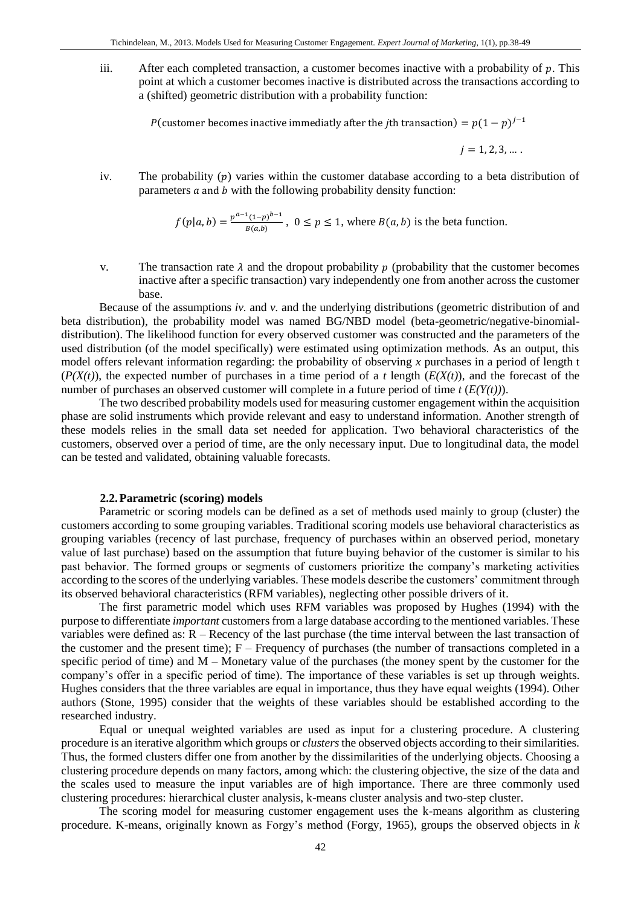iii. After each completed transaction, a customer becomes inactive with a probability of $p$. This point at which a customer becomes inactive is distributed across the transactions according to a (shifted) geometric distribution with a probability function:

$$P(\text{customer becomes inactive immediatly after the } j\text{th transaction}) = p(1-p)^{j-1}$$

$$j = 1, 2, 3, \dots .$$

iv. The probability ($p$) varies within the customer database according to a beta distribution of parameters $a$ and $b$ with the following probability density function:

$$f(p|a,b) = \frac{p^{a-1}(1-p)^{b-1}}{B(a,b)}, \ 0 \leq p \leq 1, \text{ where } B(a,b) \text{ is the beta function.}$$

v. The transaction rate $\lambda$ and the dropout probability $p$ (probability that the customer becomes inactive after a specific transaction) vary independently one from another across the customer base.

Because of the assumptions *iv.* and *v.* and the underlying distributions (geometric distribution of and beta distribution), the probability model was named BG/NBD model (beta-geometric/negative-binomial-distribution). The likelihood function for every observed customer was constructed and the parameters of the used distribution (of the model specifically) were estimated using optimization methods. As an output, this model offers relevant information regarding: the probability of observing $x$ purchases in a period of length t ($P(X(t)$), the expected number of purchases in a time period of a $t$ length ($E(X(t)$), and the forecast of the number of purchases an observed customer will complete in a future period of time $t$ ($E(Y(t))$).

The two described probability models used for measuring customer engagement within the acquisition phase are solid instruments which provide relevant and easy to understand information. Another strength of these models relies in the small data set needed for application. Two behavioral characteristics of the customers, observed over a period of time, are the only necessary input. Due to longitudinal data, the model can be tested and validated, obtaining valuable forecasts.

### 2.2. Parametric (scoring) models

Parametric or scoring models can be defined as a set of methods used mainly to group (cluster) the customers according to some grouping variables. Traditional scoring models use behavioral characteristics as grouping variables (recency of last purchase, frequency of purchases within an observed period, monetary value of last purchase) based on the assumption that future buying behavior of the customer is similar to his past behavior. The formed groups or segments of customers prioritize the company's marketing activities according to the scores of the underlying variables. These models describe the customers' commitment through its observed behavioral characteristics (RFM variables), neglecting other possible drivers of it.

The first parametric model which uses RFM variables was proposed by Hughes (1994) with the purpose to differentiate *important* customers from a large database according to the mentioned variables. These variables were defined as: R – Recency of the last purchase (the time interval between the last transaction of the customer and the present time); F – Frequency of purchases (the number of transactions completed in a specific period of time) and M – Monetary value of the purchases (the money spent by the customer for the company's offer in a specific period of time). The importance of these variables is set up through weights. Hughes considers that the three variables are equal in importance, thus they have equal weights (1994). Other authors (Stone, 1995) consider that the weights of these variables should be established according to the researched industry.

Equal or unequal weighted variables are used as input for a clustering procedure. A clustering procedure is an iterative algorithm which groups or *clusters* the observed objects according to their similarities. Thus, the formed clusters differ one from another by the dissimilarities of the underlying objects. Choosing a clustering procedure depends on many factors, among which: the clustering objective, the size of the data and the scales used to measure the input variables are of high importance. There are three commonly used clustering procedures: hierarchical cluster analysis, k-means cluster analysis and two-step cluster.

The scoring model for measuring customer engagement uses the k-means algorithm as clustering procedure. K-means, originally known as Forgy's method (Forgy, 1965), groups the observed objects in $k$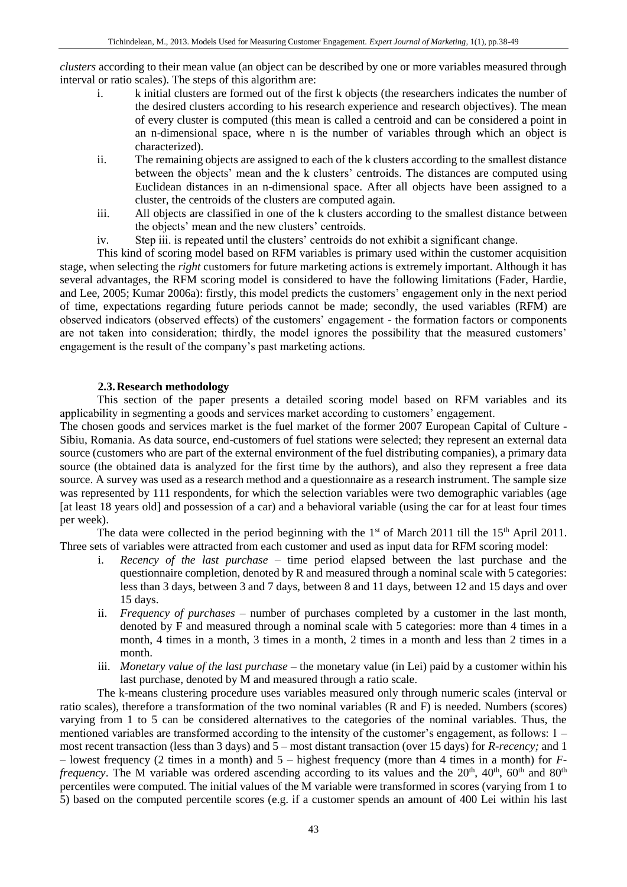*clusters* according to their mean value (an object can be described by one or more variables measured through interval or ratio scales). The steps of this algorithm are:

i. k initial clusters are formed out of the first k objects (the researchers indicates the number of the desired clusters according to his research experience and research objectives). The mean of every cluster is computed (this mean is called a centroid and can be considered a point in an n-dimensional space, where n is the number of variables through which an object is characterized).

ii. The remaining objects are assigned to each of the k clusters according to the smallest distance between the objects' mean and the k clusters' centroids. The distances are computed using Euclidean distances in an n-dimensional space. After all objects have been assigned to a cluster, the centroids of the clusters are computed again.

iii. All objects are classified in one of the k clusters according to the smallest distance between the objects' mean and the new clusters' centroids.

iv. Step iii. is repeated until the clusters' centroids do not exhibit a significant change.

This kind of scoring model based on RFM variables is primary used within the customer acquisition stage, when selecting the *right* customers for future marketing actions is extremely important. Although it has several advantages, the RFM scoring model is considered to have the following limitations (Fader, Hardie, and Lee, 2005; Kumar 2006a): firstly, this model predicts the customers' engagement only in the next period of time, expectations regarding future periods cannot be made; secondly, the used variables (RFM) are observed indicators (observed effects) of the customers' engagement - the formation factors or components are not taken into consideration; thirdly, the model ignores the possibility that the measured customers' engagement is the result of the company's past marketing actions.

### 2.3. Research methodology

This section of the paper presents a detailed scoring model based on RFM variables and its applicability in segmenting a goods and services market according to customers' engagement.

The chosen goods and services market is the fuel market of the former 2007 European Capital of Culture - Sibiu, Romania. As data source, end-customers of fuel stations were selected; they represent an external data source (customers who are part of the external environment of the fuel distributing companies), a primary data source (the obtained data is analyzed for the first time by the authors), and also they represent a free data source. A survey was used as a research method and a questionnaire as a research instrument. The sample size was represented by 111 respondents, for which the selection variables were two demographic variables (age [at least 18 years old] and possession of a car) and a behavioral variable (using the car for at least four times per week).

The data were collected in the period beginning with the 1st of March 2011 till the 15th April 2011. Three sets of variables were attracted from each customer and used as input data for RFM scoring model:

i. *Recency of the last purchase* – time period elapsed between the last purchase and the questionnaire completion, denoted by R and measured through a nominal scale with 5 categories: less than 3 days, between 3 and 7 days, between 8 and 11 days, between 12 and 15 days and over 15 days.

ii. *Frequency of purchases* – number of purchases completed by a customer in the last month, denoted by F and measured through a nominal scale with 5 categories: more than 4 times in a month, 4 times in a month, 3 times in a month, 2 times in a month and less than 2 times in a month.

iii. *Monetary value of the last purchase* – the monetary value (in Lei) paid by a customer within his last purchase, denoted by M and measured through a ratio scale.

The k-means clustering procedure uses variables measured only through numeric scales (interval or ratio scales), therefore a transformation of the two nominal variables (R and F) is needed. Numbers (scores) varying from 1 to 5 can be considered alternatives to the categories of the nominal variables. Thus, the mentioned variables are transformed according to the intensity of the customer's engagement, as follows: 1 – most recent transaction (less than 3 days) and 5 – most distant transaction (over 15 days) for *R-recency;* and 1 – lowest frequency (2 times in a month) and 5 – highest frequency (more than 4 times in a month) for *F-frequency*. The M variable was ordered ascending according to its values and the 20th, 40th, 60th and 80th percentiles were computed. The initial values of the M variable were transformed in scores (varying from 1 to 5) based on the computed percentile scores (e.g. if a customer spends an amount of 400 Lei within his last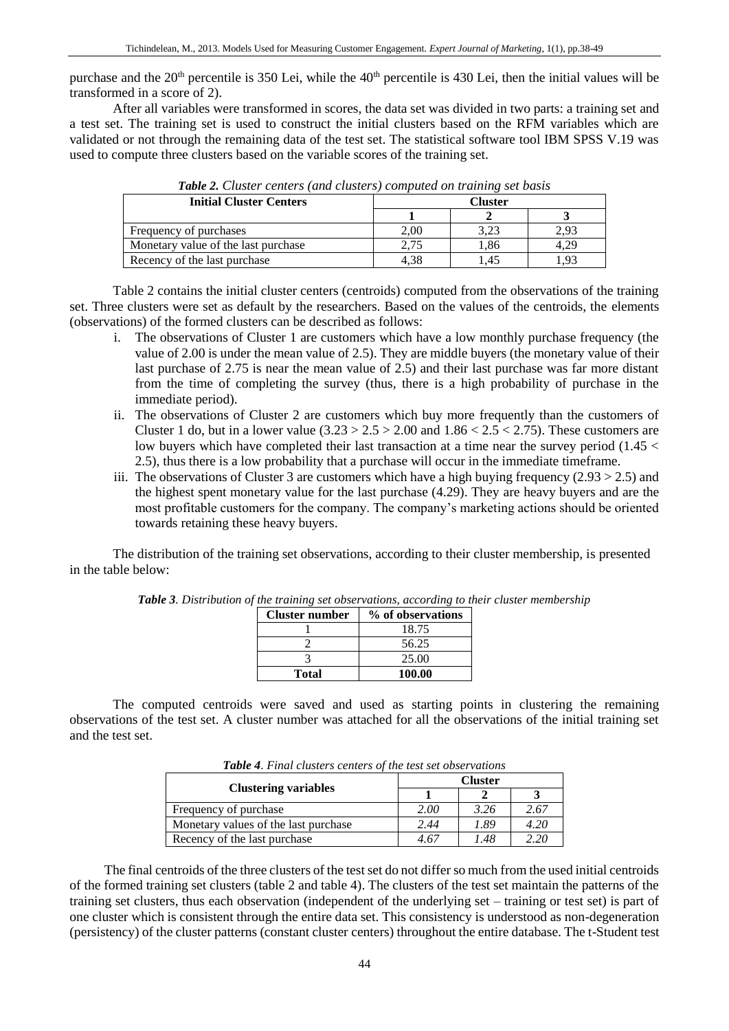purchase and the 20th percentile is 350 Lei, while the 40th percentile is 430 Lei, then the initial values will be transformed in a score of 2).

After all variables were transformed in scores, the data set was divided in two parts: a training set and a test set. The training set is used to construct the initial clusters based on the RFM variables which are validated or not through the remaining data of the test set. The statistical software tool IBM SPSS V.19 was used to compute three clusters based on the variable scores of the training set.

***Table 2.*** *Cluster centers (and clusters) computed on training set basis*

| Initial Cluster Centers | Cluster | | |
|---|---|---|---|
| | 1 | 2 | 3 |
| Frequency of purchases | 2,00 | 3,23 | 2,93 |
| Monetary value of the last purchase | 2,75 | 1,86 | 4,29 |
| Recency of the last purchase | 4,38 | 1,45 | 1,93 |

Table 2 contains the initial cluster centers (centroids) computed from the observations of the training set. Three clusters were set as default by the researchers. Based on the values of the centroids, the elements (observations) of the formed clusters can be described as follows:

i. The observations of Cluster 1 are customers which have a low monthly purchase frequency (the value of 2.00 is under the mean value of 2.5). They are middle buyers (the monetary value of their last purchase of 2.75 is near the mean value of 2.5) and their last purchase was far more distant from the time of completing the survey (thus, there is a high probability of purchase in the immediate period).
ii. The observations of Cluster 2 are customers which buy more frequently than the customers of Cluster 1 do, but in a lower value ($3.23 > 2.5 > 2.00$ and $1.86 < 2.5 < 2.75$). These customers are low buyers which have completed their last transaction at a time near the survey period ($1.45 < 2.5$), thus there is a low probability that a purchase will occur in the immediate timeframe.
iii. The observations of Cluster 3 are customers which have a high buying frequency ($2.93 > 2.5$) and the highest spent monetary value for the last purchase (4.29). They are heavy buyers and are the most profitable customers for the company. The company's marketing actions should be oriented towards retaining these heavy buyers.

The distribution of the training set observations, according to their cluster membership, is presented in the table below:

***Table 3****. Distribution of the training set observations, according to their cluster membership*

| Cluster number | % of observations |
|---|---|
| 1 | 18.75 |
| 2 | 56.25 |
| 3 | 25.00 |
| **Total** | **100.00** |

The computed centroids were saved and used as starting points in clustering the remaining observations of the test set. A cluster number was attached for all the observations of the initial training set and the test set.

***Table 4****. Final clusters centers of the test set observations*

| Clustering variables | Cluster | | |
|---|---|---|---|
| | 1 | 2 | 3 |
| Frequency of purchase | *2.00* | *3.26* | *2.67* |
| Monetary values of the last purchase | *2.44* | *1.89* | *4.20* |
| Recency of the last purchase | *4.67* | *1.48* | *2.20* |

The final centroids of the three clusters of the test set do not differ so much from the used initial centroids of the formed training set clusters (table 2 and table 4). The clusters of the test set maintain the patterns of the training set clusters, thus each observation (independent of the underlying set – training or test set) is part of one cluster which is consistent through the entire data set. This consistency is understood as non-degeneration (persistency) of the cluster patterns (constant cluster centers) throughout the entire database. The t-Student test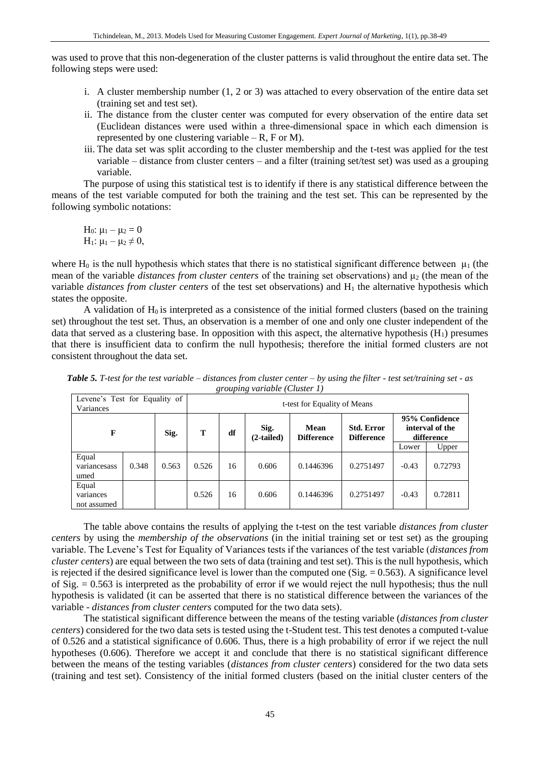was used to prove that this non-degeneration of the cluster patterns is valid throughout the entire data set. The following steps were used:

i. A cluster membership number (1, 2 or 3) was attached to every observation of the entire data set (training set and test set).
ii. The distance from the cluster center was computed for every observation of the entire data set (Euclidean distances were used within a three-dimensional space in which each dimension is represented by one clustering variable – R, F or M).
iii. The data set was split according to the cluster membership and the t-test was applied for the test variable – distance from cluster centers – and a filter (training set/test set) was used as a grouping variable.

The purpose of using this statistical test is to identify if there is any statistical difference between the means of the test variable computed for both the training and the test set. This can be represented by the following symbolic notations:

$H_0$: $\mu_1 - \mu_2 = 0$
$H_1$: $\mu_1 - \mu_2 \neq 0$,

where $H_0$ is the null hypothesis which states that there is no statistical significant difference between $\mu_1$ (the mean of the variable *distances from cluster centers* of the training set observations) and $\mu_2$ (the mean of the variable *distances from cluster centers* of the test set observations) and $H_1$ the alternative hypothesis which states the opposite.

A validation of $H_0$ is interpreted as a consistence of the initial formed clusters (based on the training set) throughout the test set. Thus, an observation is a member of one and only one cluster independent of the data that served as a clustering base. In opposition with this aspect, the alternative hypothesis ($H_1$) presumes that there is insufficient data to confirm the null hypothesis; therefore the initial formed clusters are not consistent throughout the data set.

***Table 5.*** *T-test for the test variable – distances from cluster center – by using the filter - test set/training set - as grouping variable (Cluster 1)*

| Levene's Test for Equality of Variances | | | t-test for Equality of Means | | | | | | |
|---|---|---|---|---|---|---|---|---|---|
| F | | Sig. | T | df | Sig. (2-tailed) | Mean Difference | Std. Error Difference | 95% Confidence interval of the difference | |
| | | | | | | | | Lower | Upper |
| Equal variancesassumed | 0.348 | 0.563 | 0.526 | 16 | 0.606 | 0.1446396 | 0.2751497 | -0.43 | 0.72793 |
| Equal variances not assumed | | | 0.526 | 16 | 0.606 | 0.1446396 | 0.2751497 | -0.43 | 0.72811 |

The table above contains the results of applying the t-test on the test variable *distances from cluster centers* by using the *membership of the observations* (in the initial training set or test set) as the grouping variable. The Levene's Test for Equality of Variances tests if the variances of the test variable (*distances from cluster centers*) are equal between the two sets of data (training and test set). This is the null hypothesis, which is rejected if the desired significance level is lower than the computed one (Sig. = 0.563). A significance level of Sig. = 0.563 is interpreted as the probability of error if we would reject the null hypothesis; thus the null hypothesis is validated (it can be asserted that there is no statistical difference between the variances of the variable - *distances from cluster centers* computed for the two data sets).

The statistical significant difference between the means of the testing variable (*distances from cluster centers*) considered for the two data sets is tested using the t-Student test. This test denotes a computed t-value of 0.526 and a statistical significance of 0.606. Thus, there is a high probability of error if we reject the null hypotheses (0.606). Therefore we accept it and conclude that there is no statistical significant difference between the means of the testing variables (*distances from cluster centers*) considered for the two data sets (training and test set). Consistency of the initial formed clusters (based on the initial cluster centers of the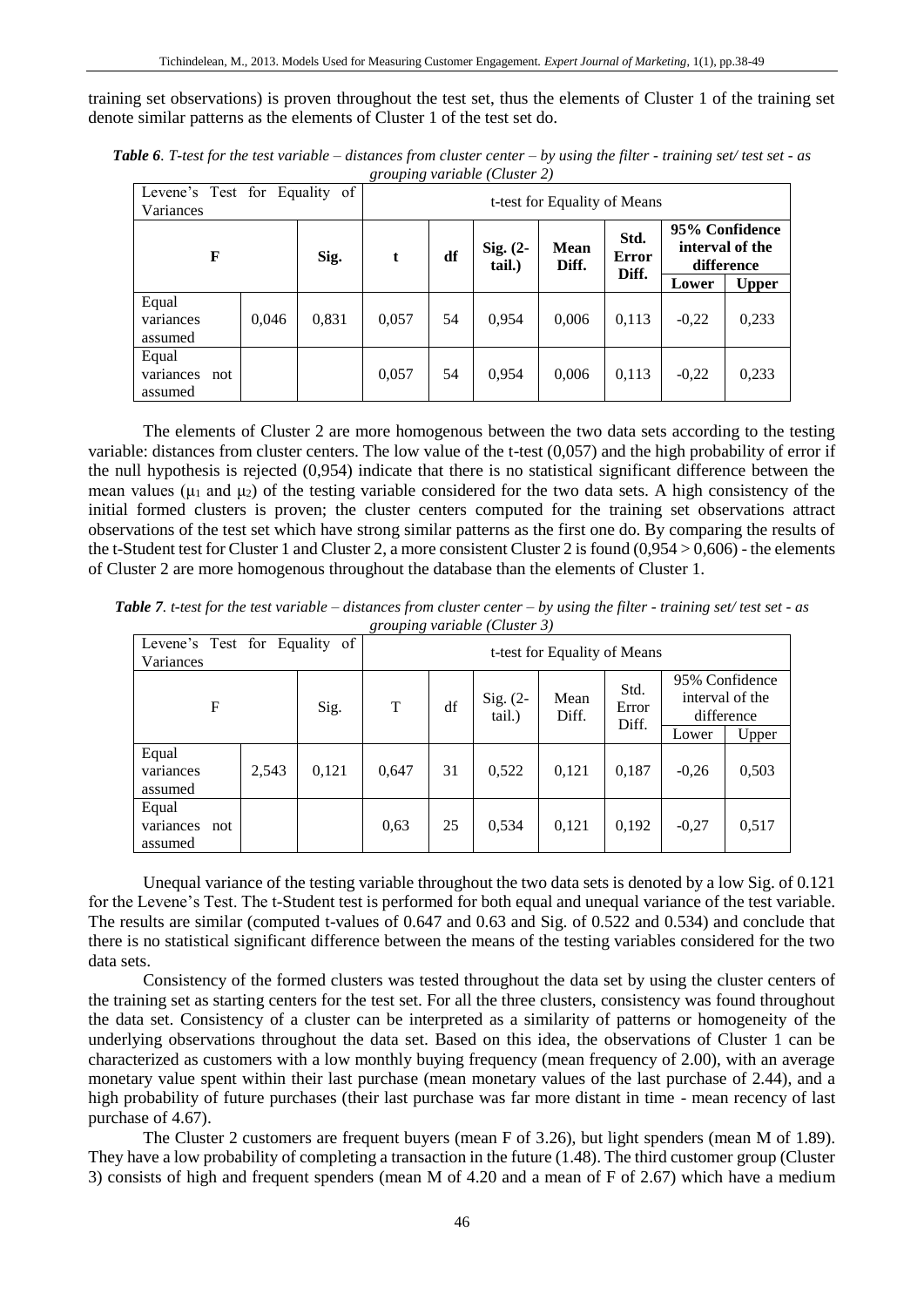training set observations) is proven throughout the test set, thus the elements of Cluster 1 of the training set denote similar patterns as the elements of Cluster 1 of the test set do.

***Table 6**. T-test for the test variable – distances from cluster center – by using the filter - training set/ test set - as grouping variable (Cluster 2)*

| Levene's Test for Equality of Variances | | | t-test for Equality of Means | | | | | | |
|---|---|---|---|---|---|---|---|---|---|
| **F** | | **Sig.** | **t** | **df** | **Sig. (2-tail.)** | **Mean Diff.** | **Std. Error Diff.** | **95% Confidence interval of the difference** | |
| | | | | | | | | **Lower** | **Upper** |
| Equal variances assumed | 0,046 | 0,831 | 0,057 | 54 | 0,954 | 0,006 | 0,113 | -0,22 | 0,233 |
| Equal variances not assumed | | | 0,057 | 54 | 0,954 | 0,006 | 0,113 | -0,22 | 0,233 |

The elements of Cluster 2 are more homogenous between the two data sets according to the testing variable: distances from cluster centers. The low value of the t-test (0,057) and the high probability of error if the null hypothesis is rejected (0,954) indicate that there is no statistical significant difference between the mean values ($\mu_1$ and $\mu_2$) of the testing variable considered for the two data sets. A high consistency of the initial formed clusters is proven; the cluster centers computed for the training set observations attract observations of the test set which have strong similar patterns as the first one do. By comparing the results of the t-Student test for Cluster 1 and Cluster 2, a more consistent Cluster 2 is found (0,954 > 0,606) - the elements of Cluster 2 are more homogenous throughout the database than the elements of Cluster 1.

***Table 7**. t-test for the test variable – distances from cluster center – by using the filter - training set/ test set - as grouping variable (Cluster 3)*

| Levene's Test for Equality of Variances | | | t-test for Equality of Means | | | | | | |
|---|---|---|---|---|---|---|---|---|---|
| F | | Sig. | T | df | Sig. (2-tail.) | Mean Diff. | Std. Error Diff. | 95% Confidence interval of the difference | |
| | | | | | | | | Lower | Upper |
| Equal variances assumed | 2,543 | 0,121 | 0,647 | 31 | 0,522 | 0,121 | 0,187 | -0,26 | 0,503 |
| Equal variances not assumed | | | 0,63 | 25 | 0,534 | 0,121 | 0,192 | -0,27 | 0,517 |

Unequal variance of the testing variable throughout the two data sets is denoted by a low Sig. of 0.121 for the Levene's Test. The t-Student test is performed for both equal and unequal variance of the test variable. The results are similar (computed t-values of 0.647 and 0.63 and Sig. of 0.522 and 0.534) and conclude that there is no statistical significant difference between the means of the testing variables considered for the two data sets.

Consistency of the formed clusters was tested throughout the data set by using the cluster centers of the training set as starting centers for the test set. For all the three clusters, consistency was found throughout the data set. Consistency of a cluster can be interpreted as a similarity of patterns or homogeneity of the underlying observations throughout the data set. Based on this idea, the observations of Cluster 1 can be characterized as customers with a low monthly buying frequency (mean frequency of 2.00), with an average monetary value spent within their last purchase (mean monetary values of the last purchase of 2.44), and a high probability of future purchases (their last purchase was far more distant in time - mean recency of last purchase of 4.67).

The Cluster 2 customers are frequent buyers (mean F of 3.26), but light spenders (mean M of 1.89). They have a low probability of completing a transaction in the future (1.48). The third customer group (Cluster 3) consists of high and frequent spenders (mean M of 4.20 and a mean of F of 2.67) which have a medium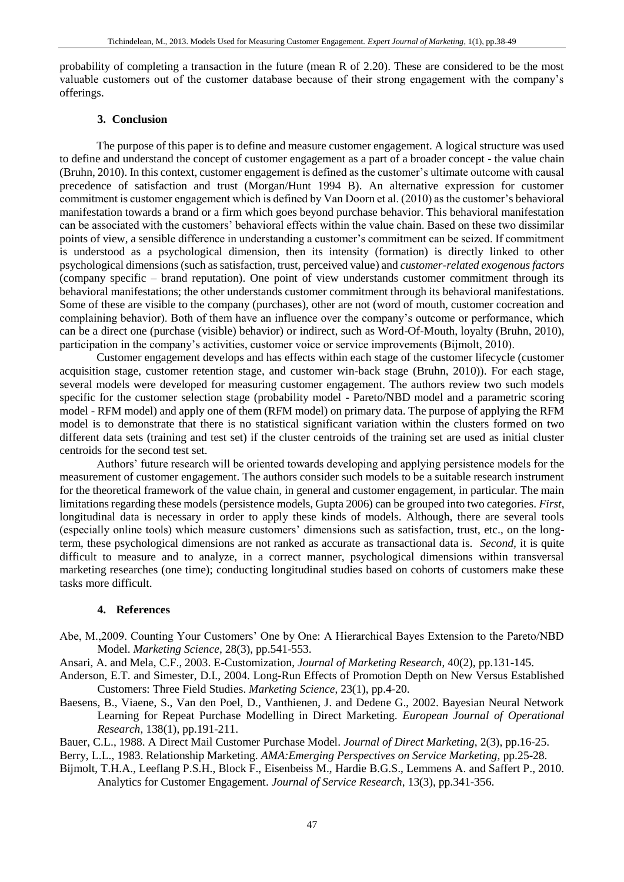probability of completing a transaction in the future (mean R of 2.20). These are considered to be the most valuable customers out of the customer database because of their strong engagement with the company's offerings.

## 3. Conclusion

The purpose of this paper is to define and measure customer engagement. A logical structure was used to define and understand the concept of customer engagement as a part of a broader concept - the value chain (Bruhn, 2010). In this context, customer engagement is defined as the customer's ultimate outcome with causal precedence of satisfaction and trust (Morgan/Hunt 1994 B). An alternative expression for customer commitment is customer engagement which is defined by Van Doorn et al. (2010) as the customer's behavioral manifestation towards a brand or a firm which goes beyond purchase behavior. This behavioral manifestation can be associated with the customers' behavioral effects within the value chain. Based on these two dissimilar points of view, a sensible difference in understanding a customer's commitment can be seized. If commitment is understood as a psychological dimension, then its intensity (formation) is directly linked to other psychological dimensions (such as satisfaction, trust, perceived value) and *customer-related exogenous factors* (company specific – brand reputation). One point of view understands customer commitment through its behavioral manifestations; the other understands customer commitment through its behavioral manifestations. Some of these are visible to the company (purchases), other are not (word of mouth, customer cocreation and complaining behavior). Both of them have an influence over the company's outcome or performance, which can be a direct one (purchase (visible) behavior) or indirect, such as Word-Of-Mouth, loyalty (Bruhn, 2010), participation in the company's activities, customer voice or service improvements (Bijmolt, 2010).

Customer engagement develops and has effects within each stage of the customer lifecycle (customer acquisition stage, customer retention stage, and customer win-back stage (Bruhn, 2010)). For each stage, several models were developed for measuring customer engagement. The authors review two such models specific for the customer selection stage (probability model - Pareto/NBD model and a parametric scoring model - RFM model) and apply one of them (RFM model) on primary data. The purpose of applying the RFM model is to demonstrate that there is no statistical significant variation within the clusters formed on two different data sets (training and test set) if the cluster centroids of the training set are used as initial cluster centroids for the second test set.

Authors' future research will be oriented towards developing and applying persistence models for the measurement of customer engagement. The authors consider such models to be a suitable research instrument for the theoretical framework of the value chain, in general and customer engagement, in particular. The main limitations regarding these models (persistence models, Gupta 2006) can be grouped into two categories. *First*, longitudinal data is necessary in order to apply these kinds of models. Although, there are several tools (especially online tools) which measure customers' dimensions such as satisfaction, trust, etc., on the long-term, these psychological dimensions are not ranked as accurate as transactional data is. *Second,* it is quite difficult to measure and to analyze, in a correct manner, psychological dimensions within transversal marketing researches (one time); conducting longitudinal studies based on cohorts of customers make these tasks more difficult.

## 4. References

Abe, M.,2009. Counting Your Customers' One by One: A Hierarchical Bayes Extension to the Pareto/NBD Model. *Marketing Science*, 28(3), pp.541-553.

Ansari, A. and Mela, C.F., 2003. E-Customization, *Journal of Marketing Research*, 40(2), pp.131-145.

Anderson, E.T. and Simester, D.I., 2004. Long-Run Effects of Promotion Depth on New Versus Established Customers: Three Field Studies. *Marketing Science*, 23(1), pp.4-20.

Baesens, B., Viaene, S., Van den Poel, D., Vanthienen, J. and Dedene G., 2002. Bayesian Neural Network Learning for Repeat Purchase Modelling in Direct Marketing. *European Journal of Operational Research*, 138(1), pp.191-211.

Bauer, C.L., 1988. A Direct Mail Customer Purchase Model. *Journal of Direct Marketing*, 2(3), pp.16-25.

Berry, L.L., 1983. Relationship Marketing. *AMA:Emerging Perspectives on Service Marketing*, pp.25-28.

Bijmolt, T.H.A., Leeflang P.S.H., Block F., Eisenbeiss M., Hardie B.G.S., Lemmens A. and Saffert P., 2010. Analytics for Customer Engagement. *Journal of Service Research*, 13(3), pp.341-356.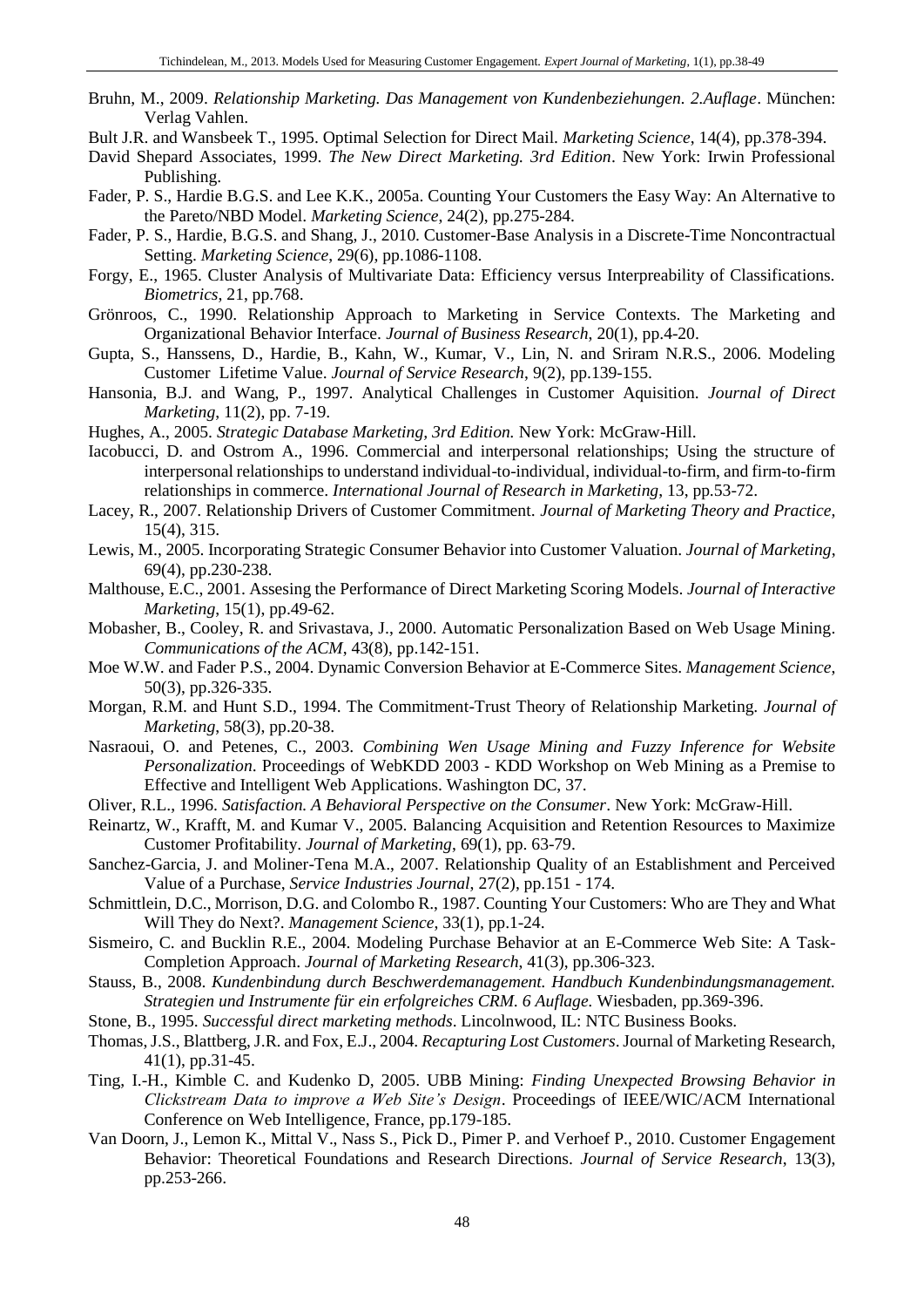Bruhn, M., 2009. *Relationship Marketing. Das Management von Kundenbeziehungen. 2.Auflage*. München: Verlag Vahlen.

Bult J.R. and Wansbeek T., 1995. Optimal Selection for Direct Mail. *Marketing Science*, 14(4), pp.378-394.

David Shepard Associates, 1999. *The New Direct Marketing. 3rd Edition*. New York: Irwin Professional Publishing.

Fader, P. S., Hardie B.G.S. and Lee K.K., 2005a. Counting Your Customers the Easy Way: An Alternative to the Pareto/NBD Model. *Marketing Science*, 24(2), pp.275-284.

Fader, P. S., Hardie, B.G.S. and Shang, J., 2010. Customer-Base Analysis in a Discrete-Time Noncontractual Setting. *Marketing Science*, 29(6), pp.1086-1108.

Forgy, E., 1965. Cluster Analysis of Multivariate Data: Efficiency versus Interpreability of Classifications. *Biometrics*, 21, pp.768.

Grönroos, C., 1990. Relationship Approach to Marketing in Service Contexts. The Marketing and Organizational Behavior Interface. *Journal of Business Research*, 20(1), pp.4-20.

Gupta, S., Hanssens, D., Hardie, B., Kahn, W., Kumar, V., Lin, N. and Sriram N.R.S., 2006. Modeling Customer Lifetime Value. *Journal of Service Research*, 9(2), pp.139-155.

Hansonia, B.J. and Wang, P., 1997. Analytical Challenges in Customer Aquisition. *Journal of Direct Marketing*, 11(2), pp. 7-19.

Hughes, A., 2005. *Strategic Database Marketing, 3rd Edition.* New York: McGraw-Hill.

Iacobucci, D. and Ostrom A., 1996. Commercial and interpersonal relationships; Using the structure of interpersonal relationships to understand individual-to-individual, individual-to-firm, and firm-to-firm relationships in commerce. *International Journal of Research in Marketing*, 13, pp.53-72.

Lacey, R., 2007. Relationship Drivers of Customer Commitment. *Journal of Marketing Theory and Practice*, 15(4), 315.

Lewis, M., 2005. Incorporating Strategic Consumer Behavior into Customer Valuation. *Journal of Marketing*, 69(4), pp.230-238.

Malthouse, E.C., 2001. Assesing the Performance of Direct Marketing Scoring Models. *Journal of Interactive Marketing*, 15(1), pp.49-62.

Mobasher, B., Cooley, R. and Srivastava, J., 2000. Automatic Personalization Based on Web Usage Mining. *Communications of the ACM*, 43(8), pp.142-151.

Moe W.W. and Fader P.S., 2004. Dynamic Conversion Behavior at E-Commerce Sites. *Management Science*, 50(3), pp.326-335.

Morgan, R.M. and Hunt S.D., 1994. The Commitment-Trust Theory of Relationship Marketing. *Journal of Marketing*, 58(3), pp.20-38.

Nasraoui, O. and Petenes, C., 2003. *Combining Wen Usage Mining and Fuzzy Inference for Website Personalization*. Proceedings of WebKDD 2003 - KDD Workshop on Web Mining as a Premise to Effective and Intelligent Web Applications. Washington DC, 37.

Oliver, R.L., 1996. *Satisfaction. A Behavioral Perspective on the Consumer*. New York: McGraw-Hill.

Reinartz, W., Krafft, M. and Kumar V., 2005. Balancing Acquisition and Retention Resources to Maximize Customer Profitability. *Journal of Marketing*, 69(1), pp. 63-79.

Sanchez-Garcia, J. and Moliner-Tena M.A., 2007. Relationship Quality of an Establishment and Perceived Value of a Purchase, *Service Industries Journal*, 27(2), pp.151 - 174.

Schmittlein, D.C., Morrison, D.G. and Colombo R., 1987. Counting Your Customers: Who are They and What Will They do Next?. *Management Science*, 33(1), pp.1-24.

Sismeiro, C. and Bucklin R.E., 2004. Modeling Purchase Behavior at an E-Commerce Web Site: A Task-Completion Approach. *Journal of Marketing Research*, 41(3), pp.306-323.

Stauss, B., 2008. *Kundenbindung durch Beschwerdemanagement. Handbuch Kundenbindungsmanagement. Strategien und Instrumente für ein erfolgreiches CRM. 6 Auflage.* Wiesbaden, pp.369-396.

Stone, B., 1995. *Successful direct marketing methods*. Lincolnwood, IL: NTC Business Books.

Thomas, J.S., Blattberg, J.R. and Fox, E.J., 2004. *Recapturing Lost Customers*. Journal of Marketing Research, 41(1), pp.31-45.

Ting, I.-H., Kimble C. and Kudenko D, 2005. UBB Mining: *Finding Unexpected Browsing Behavior in Clickstream Data to improve a Web Site's Design*. Proceedings of IEEE/WIC/ACM International Conference on Web Intelligence, France, pp.179-185.

Van Doorn, J., Lemon K., Mittal V., Nass S., Pick D., Pimer P. and Verhoef P., 2010. Customer Engagement Behavior: Theoretical Foundations and Research Directions. *Journal of Service Research*, 13(3), pp.253-266.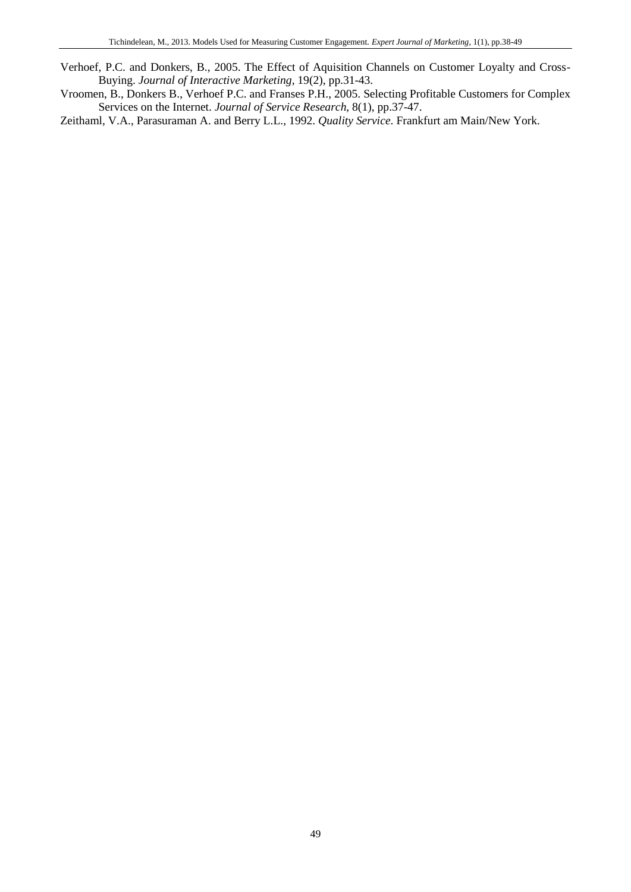Verhoef, P.C. and Donkers, B., 2005. The Effect of Aquisition Channels on Customer Loyalty and Cross-Buying. *Journal of Interactive Marketing*, 19(2), pp.31-43.

Vroomen, B., Donkers B., Verhoef P.C. and Franses P.H., 2005. Selecting Profitable Customers for Complex Services on the Internet. *Journal of Service Research*, 8(1), pp.37-47.

Zeithaml, V.A., Parasuraman A. and Berry L.L., 1992. *Quality Service*. Frankfurt am Main/New York.